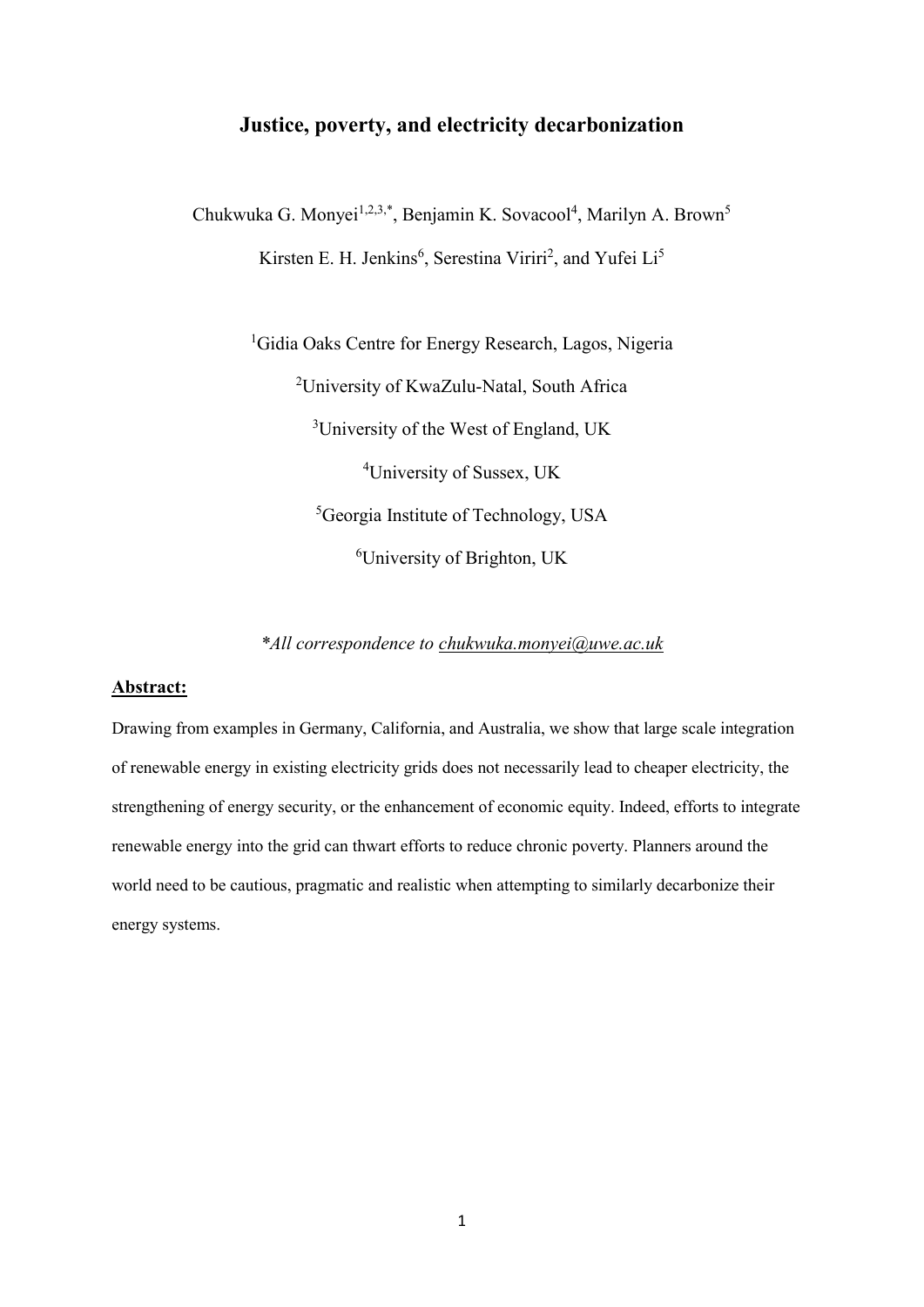# Justice, poverty, and electricity decarbonization

Chukwuka G. Monyei[1,2,3,*], Benjamin K. Sovacool[4], Marilyn A. Brown[5]

Kirsten E. H. Jenkins[6], Serestina Viriri[2], and Yufei Li[5]

[1]Gidia Oaks Centre for Energy Research, Lagos, Nigeria

[2]University of KwaZulu-Natal, South Africa

[3]University of the West of England, UK

[4]University of Sussex, UK

[5]Georgia Institute of Technology, USA

[6]University of Brighton, UK

*\*All correspondence to [chukwuka.monyei@uwe.ac.uk](mailto:chukwuka.monyei@uwe.ac.uk)*

## Abstract:

Drawing from examples in Germany, California, and Australia, we show that large scale integration of renewable energy in existing electricity grids does not necessarily lead to cheaper electricity, the strengthening of energy security, or the enhancement of economic equity. Indeed, efforts to integrate renewable energy into the grid can thwart efforts to reduce chronic poverty. Planners around the world need to be cautious, pragmatic and realistic when attempting to similarly decarbonize their energy systems.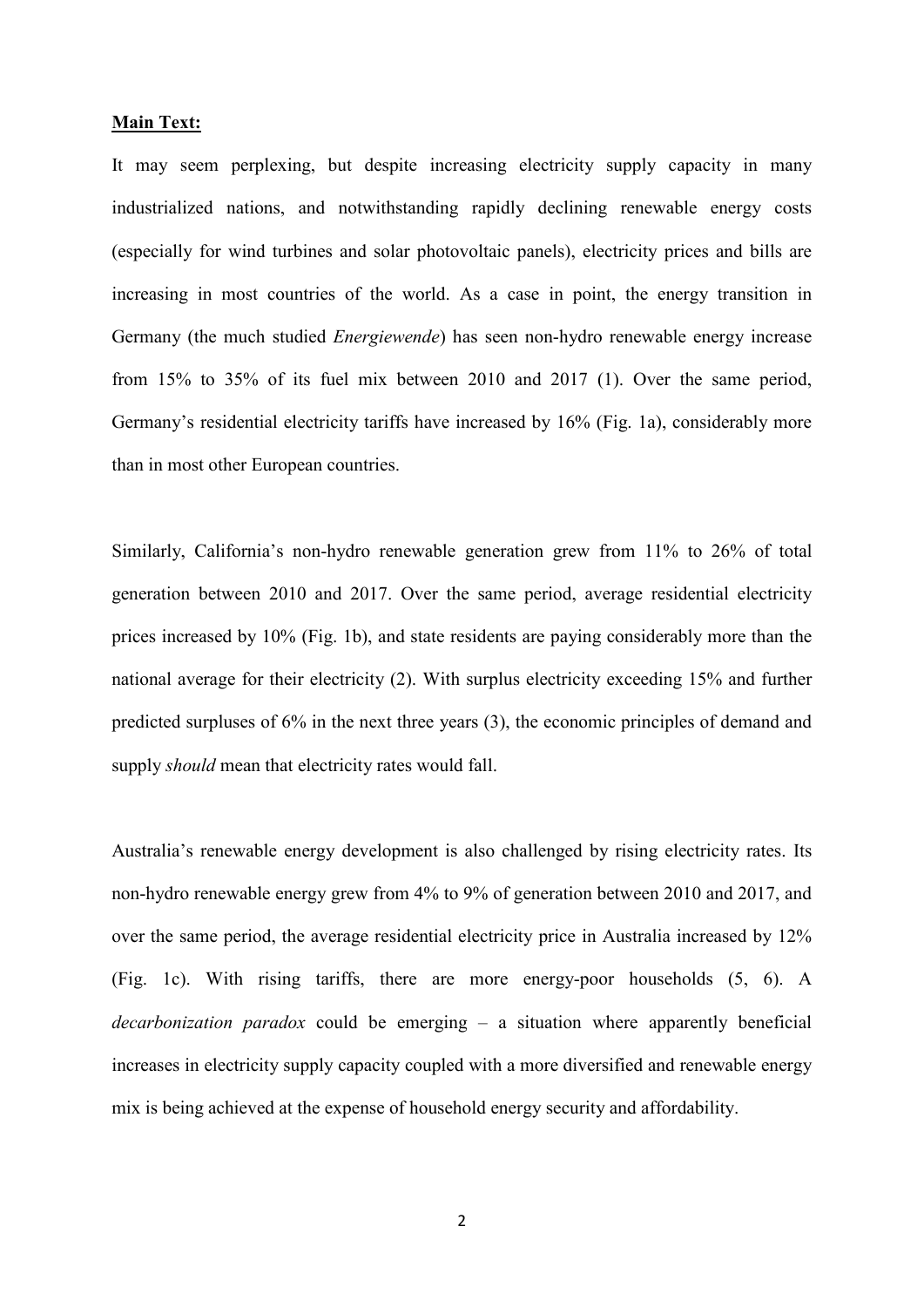**Main Text:**

It may seem perplexing, but despite increasing electricity supply capacity in many industrialized nations, and notwithstanding rapidly declining renewable energy costs (especially for wind turbines and solar photovoltaic panels), electricity prices and bills are increasing in most countries of the world. As a case in point, the energy transition in Germany (the much studied *Energiewende*) has seen non-hydro renewable energy increase from 15% to 35% of its fuel mix between 2010 and 2017 (1). Over the same period, Germany's residential electricity tariffs have increased by 16% (Fig. 1a), considerably more than in most other European countries.

Similarly, California's non-hydro renewable generation grew from 11% to 26% of total generation between 2010 and 2017. Over the same period, average residential electricity prices increased by 10% (Fig. 1b), and state residents are paying considerably more than the national average for their electricity (2). With surplus electricity exceeding 15% and further predicted surpluses of 6% in the next three years (3), the economic principles of demand and supply *should* mean that electricity rates would fall.

Australia's renewable energy development is also challenged by rising electricity rates. Its non-hydro renewable energy grew from 4% to 9% of generation between 2010 and 2017, and over the same period, the average residential electricity price in Australia increased by 12% (Fig. 1c). With rising tariffs, there are more energy-poor households (5, 6). A *decarbonization paradox* could be emerging – a situation where apparently beneficial increases in electricity supply capacity coupled with a more diversified and renewable energy mix is being achieved at the expense of household energy security and affordability.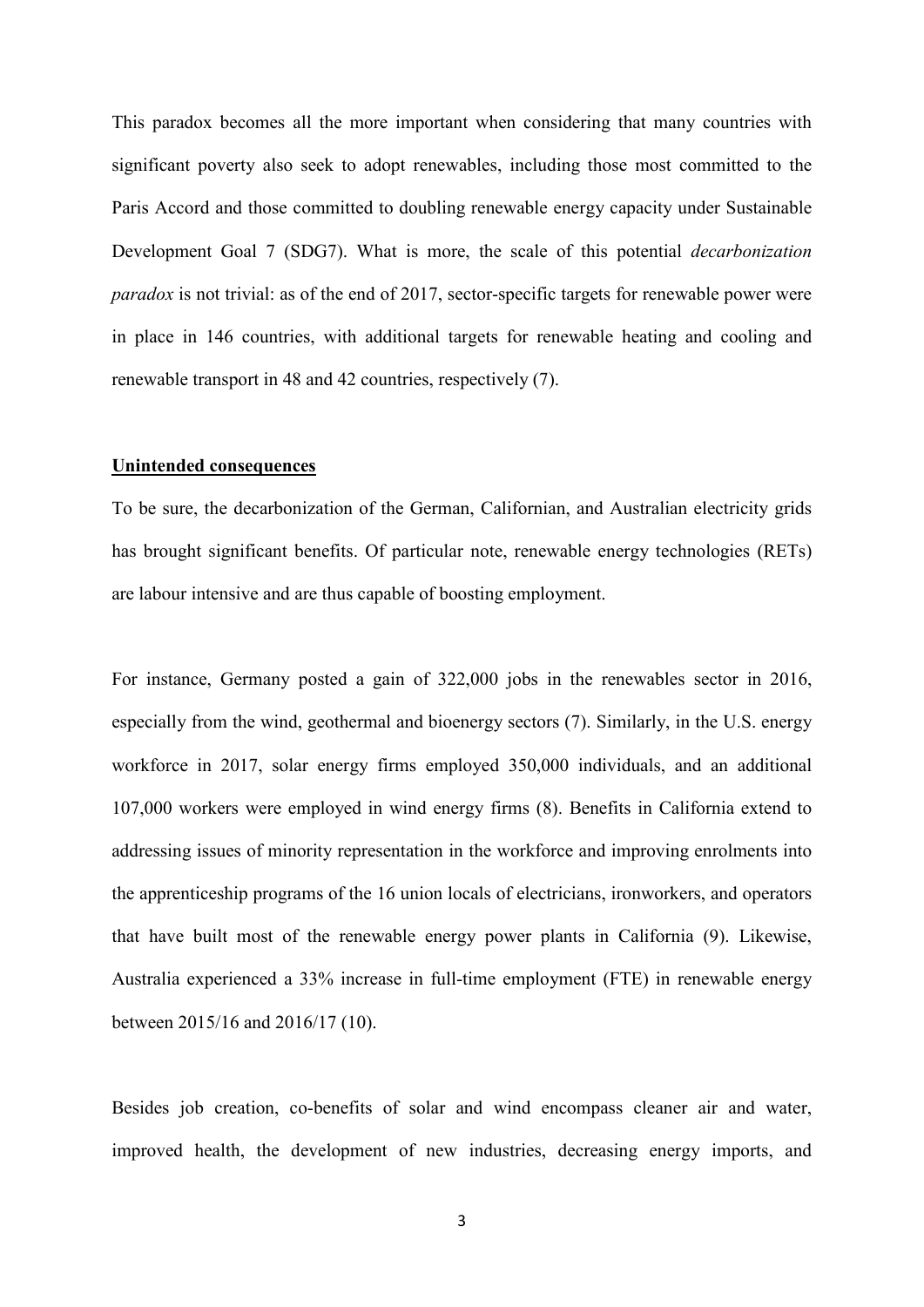This paradox becomes all the more important when considering that many countries with significant poverty also seek to adopt renewables, including those most committed to the Paris Accord and those committed to doubling renewable energy capacity under Sustainable Development Goal 7 (SDG7). What is more, the scale of this potential *decarbonization paradox* is not trivial: as of the end of 2017, sector-specific targets for renewable power were in place in 146 countries, with additional targets for renewable heating and cooling and renewable transport in 48 and 42 countries, respectively (7).

## Unintended consequences

To be sure, the decarbonization of the German, Californian, and Australian electricity grids has brought significant benefits. Of particular note, renewable energy technologies (RETs) are labour intensive and are thus capable of boosting employment.

For instance, Germany posted a gain of 322,000 jobs in the renewables sector in 2016, especially from the wind, geothermal and bioenergy sectors (7). Similarly, in the U.S. energy workforce in 2017, solar energy firms employed 350,000 individuals, and an additional 107,000 workers were employed in wind energy firms (8). Benefits in California extend to addressing issues of minority representation in the workforce and improving enrolments into the apprenticeship programs of the 16 union locals of electricians, ironworkers, and operators that have built most of the renewable energy power plants in California (9). Likewise, Australia experienced a 33% increase in full-time employment (FTE) in renewable energy between 2015/16 and 2016/17 (10).

Besides job creation, co-benefits of solar and wind encompass cleaner air and water, improved health, the development of new industries, decreasing energy imports, and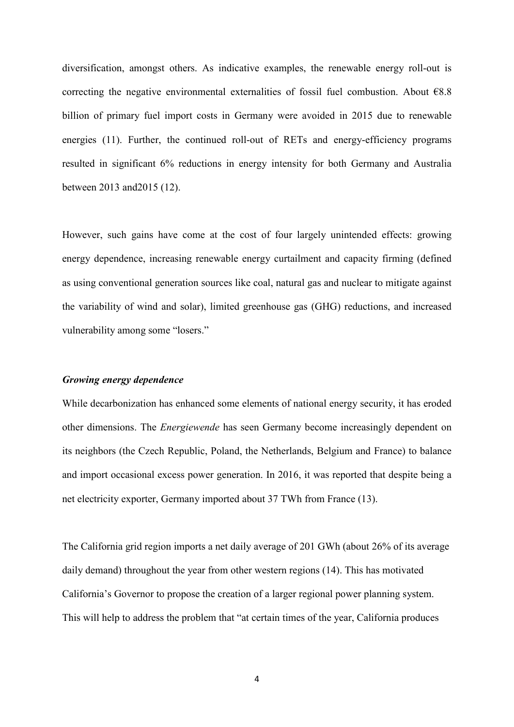diversification, amongst others. As indicative examples, the renewable energy roll-out is correcting the negative environmental externalities of fossil fuel combustion. About €8.8 billion of primary fuel import costs in Germany were avoided in 2015 due to renewable energies (11). Further, the continued roll-out of RETs and energy-efficiency programs resulted in significant 6% reductions in energy intensity for both Germany and Australia between 2013 and2015 (12).

However, such gains have come at the cost of four largely unintended effects: growing energy dependence, increasing renewable energy curtailment and capacity firming (defined as using conventional generation sources like coal, natural gas and nuclear to mitigate against the variability of wind and solar), limited greenhouse gas (GHG) reductions, and increased vulnerability among some "losers."

### *Growing energy dependence*

While decarbonization has enhanced some elements of national energy security, it has eroded other dimensions. The *Energiewende* has seen Germany become increasingly dependent on its neighbors (the Czech Republic, Poland, the Netherlands, Belgium and France) to balance and import occasional excess power generation. In 2016, it was reported that despite being a net electricity exporter, Germany imported about 37 TWh from France (13).

The California grid region imports a net daily average of 201 GWh (about 26% of its average daily demand) throughout the year from other western regions (14). This has motivated California's Governor to propose the creation of a larger regional power planning system. This will help to address the problem that "at certain times of the year, California produces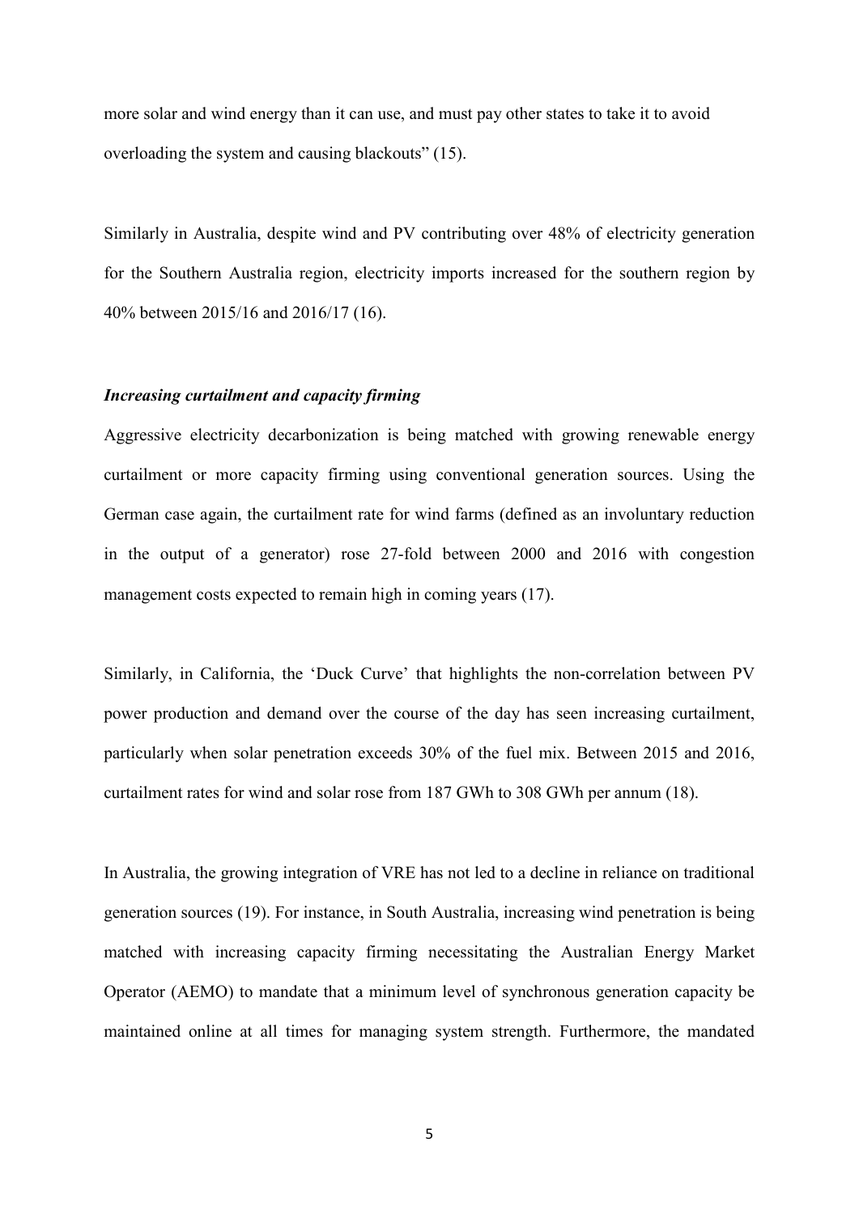more solar and wind energy than it can use, and must pay other states to take it to avoid overloading the system and causing blackouts" (15).

Similarly in Australia, despite wind and PV contributing over 48% of electricity generation for the Southern Australia region, electricity imports increased for the southern region by 40% between 2015/16 and 2016/17 (16).

***Increasing curtailment and capacity firming***

Aggressive electricity decarbonization is being matched with growing renewable energy curtailment or more capacity firming using conventional generation sources. Using the German case again, the curtailment rate for wind farms (defined as an involuntary reduction in the output of a generator) rose 27-fold between 2000 and 2016 with congestion management costs expected to remain high in coming years (17).

Similarly, in California, the 'Duck Curve' that highlights the non-correlation between PV power production and demand over the course of the day has seen increasing curtailment, particularly when solar penetration exceeds 30% of the fuel mix. Between 2015 and 2016, curtailment rates for wind and solar rose from 187 GWh to 308 GWh per annum (18).

In Australia, the growing integration of VRE has not led to a decline in reliance on traditional generation sources (19). For instance, in South Australia, increasing wind penetration is being matched with increasing capacity firming necessitating the Australian Energy Market Operator (AEMO) to mandate that a minimum level of synchronous generation capacity be maintained online at all times for managing system strength. Furthermore, the mandated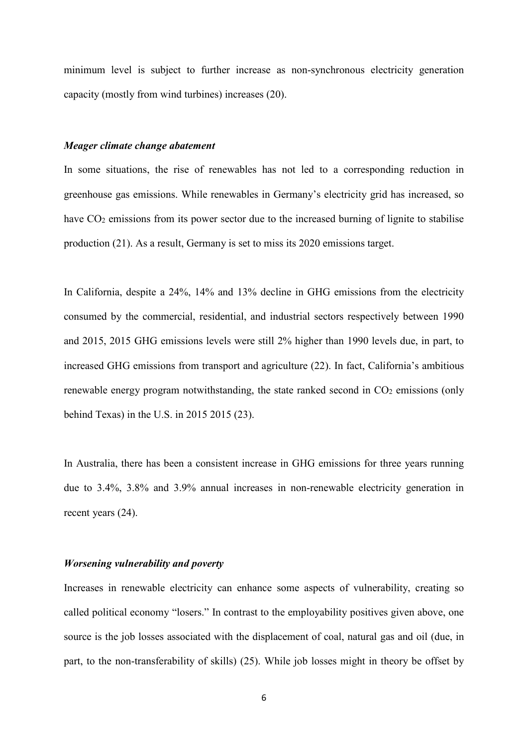minimum level is subject to further increase as non-synchronous electricity generation capacity (mostly from wind turbines) increases (20).

### *Meager climate change abatement*

In some situations, the rise of renewables has not led to a corresponding reduction in greenhouse gas emissions. While renewables in Germany's electricity grid has increased, so have $CO_2$ emissions from its power sector due to the increased burning of lignite to stabilise production (21). As a result, Germany is set to miss its 2020 emissions target.

In California, despite a 24%, 14% and 13% decline in GHG emissions from the electricity consumed by the commercial, residential, and industrial sectors respectively between 1990 and 2015, 2015 GHG emissions levels were still 2% higher than 1990 levels due, in part, to increased GHG emissions from transport and agriculture (22). In fact, California's ambitious renewable energy program notwithstanding, the state ranked second in $CO_2$ emissions (only behind Texas) in the U.S. in 2015 2015 (23).

In Australia, there has been a consistent increase in GHG emissions for three years running due to 3.4%, 3.8% and 3.9% annual increases in non-renewable electricity generation in recent years (24).

### *Worsening vulnerability and poverty*

Increases in renewable electricity can enhance some aspects of vulnerability, creating so called political economy "losers." In contrast to the employability positives given above, one source is the job losses associated with the displacement of coal, natural gas and oil (due, in part, to the non-transferability of skills) (25). While job losses might in theory be offset by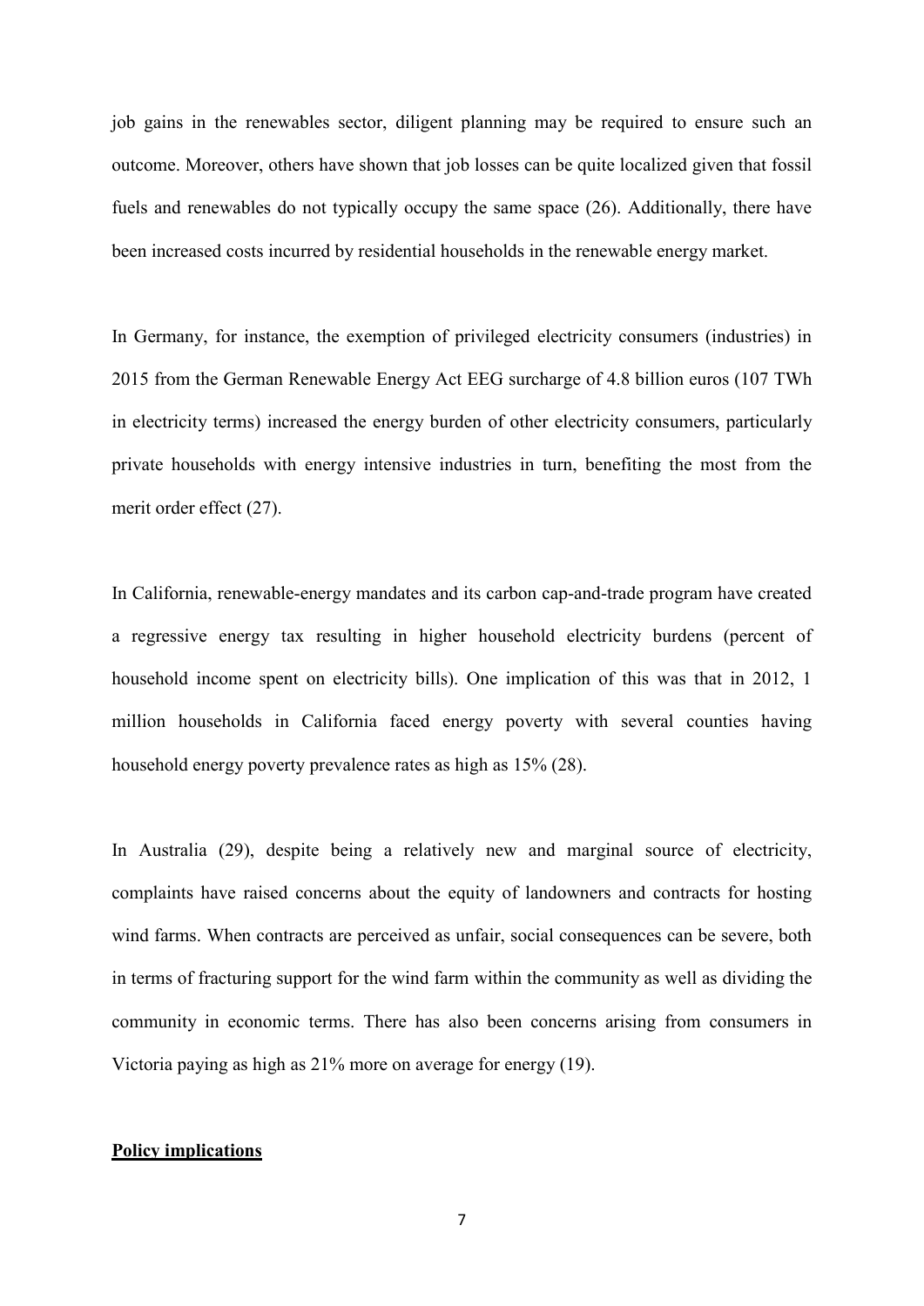job gains in the renewables sector, diligent planning may be required to ensure such an outcome. Moreover, others have shown that job losses can be quite localized given that fossil fuels and renewables do not typically occupy the same space (26). Additionally, there have been increased costs incurred by residential households in the renewable energy market.

In Germany, for instance, the exemption of privileged electricity consumers (industries) in 2015 from the German Renewable Energy Act EEG surcharge of 4.8 billion euros (107 TWh in electricity terms) increased the energy burden of other electricity consumers, particularly private households with energy intensive industries in turn, benefiting the most from the merit order effect (27).

In California, renewable-energy mandates and its carbon cap-and-trade program have created a regressive energy tax resulting in higher household electricity burdens (percent of household income spent on electricity bills). One implication of this was that in 2012, 1 million households in California faced energy poverty with several counties having household energy poverty prevalence rates as high as 15% (28).

In Australia (29), despite being a relatively new and marginal source of electricity, complaints have raised concerns about the equity of landowners and contracts for hosting wind farms. When contracts are perceived as unfair, social consequences can be severe, both in terms of fracturing support for the wind farm within the community as well as dividing the community in economic terms. There has also been concerns arising from consumers in Victoria paying as high as 21% more on average for energy (19).

## Policy implications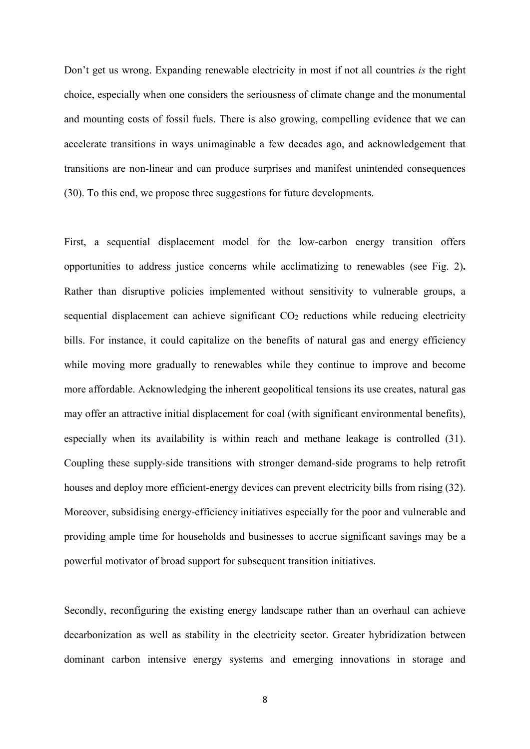Don't get us wrong. Expanding renewable electricity in most if not all countries *is* the right choice, especially when one considers the seriousness of climate change and the monumental and mounting costs of fossil fuels. There is also growing, compelling evidence that we can accelerate transitions in ways unimaginable a few decades ago, and acknowledgement that transitions are non-linear and can produce surprises and manifest unintended consequences (30). To this end, we propose three suggestions for future developments.

First, a sequential displacement model for the low-carbon energy transition offers opportunities to address justice concerns while acclimatizing to renewables (see Fig. 2**).** Rather than disruptive policies implemented without sensitivity to vulnerable groups, a sequential displacement can achieve significant $CO_2$ reductions while reducing electricity bills. For instance, it could capitalize on the benefits of natural gas and energy efficiency while moving more gradually to renewables while they continue to improve and become more affordable. Acknowledging the inherent geopolitical tensions its use creates, natural gas may offer an attractive initial displacement for coal (with significant environmental benefits), especially when its availability is within reach and methane leakage is controlled (31). Coupling these supply-side transitions with stronger demand-side programs to help retrofit houses and deploy more efficient-energy devices can prevent electricity bills from rising (32). Moreover, subsidising energy-efficiency initiatives especially for the poor and vulnerable and providing ample time for households and businesses to accrue significant savings may be a powerful motivator of broad support for subsequent transition initiatives.

Secondly, reconfiguring the existing energy landscape rather than an overhaul can achieve decarbonization as well as stability in the electricity sector. Greater hybridization between dominant carbon intensive energy systems and emerging innovations in storage and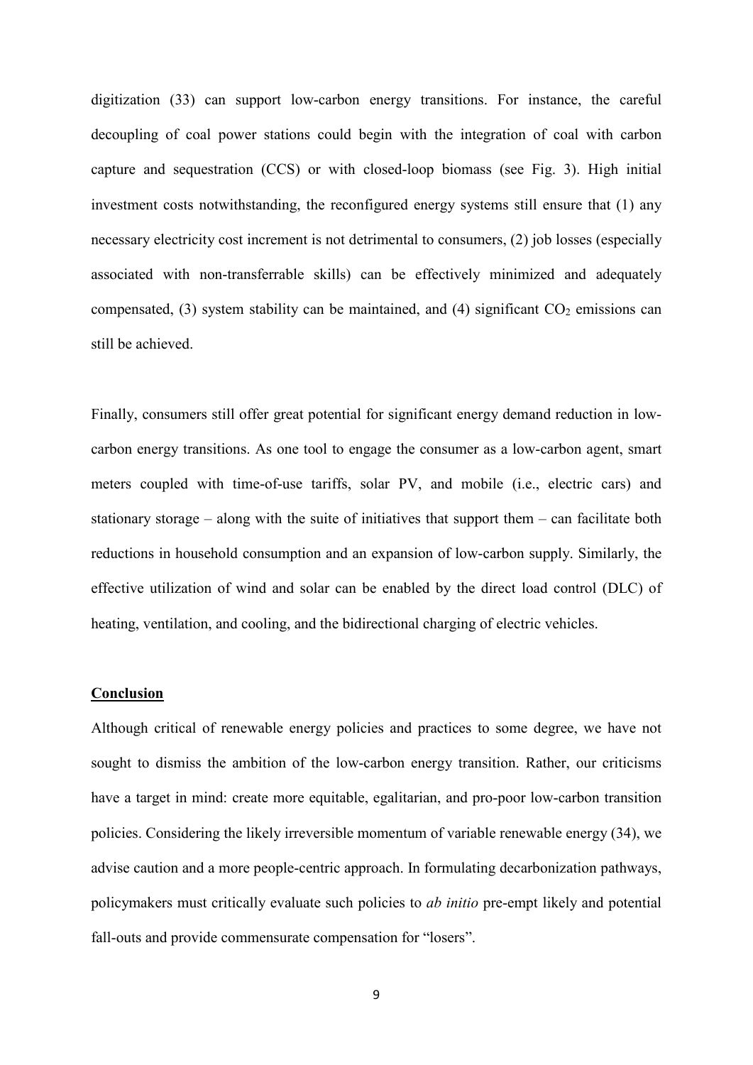digitization (33) can support low-carbon energy transitions. For instance, the careful decoupling of coal power stations could begin with the integration of coal with carbon capture and sequestration (CCS) or with closed-loop biomass (see Fig. 3). High initial investment costs notwithstanding, the reconfigured energy systems still ensure that (1) any necessary electricity cost increment is not detrimental to consumers, (2) job losses (especially associated with non-transferrable skills) can be effectively minimized and adequately compensated, (3) system stability can be maintained, and (4) significant $CO_2$ emissions can still be achieved.

Finally, consumers still offer great potential for significant energy demand reduction in low-carbon energy transitions. As one tool to engage the consumer as a low-carbon agent, smart meters coupled with time-of-use tariffs, solar PV, and mobile (i.e., electric cars) and stationary storage – along with the suite of initiatives that support them – can facilitate both reductions in household consumption and an expansion of low-carbon supply. Similarly, the effective utilization of wind and solar can be enabled by the direct load control (DLC) of heating, ventilation, and cooling, and the bidirectional charging of electric vehicles.

## Conclusion

Although critical of renewable energy policies and practices to some degree, we have not sought to dismiss the ambition of the low-carbon energy transition. Rather, our criticisms have a target in mind: create more equitable, egalitarian, and pro-poor low-carbon transition policies. Considering the likely irreversible momentum of variable renewable energy (34), we advise caution and a more people-centric approach. In formulating decarbonization pathways, policymakers must critically evaluate such policies to *ab initio* pre-empt likely and potential fall-outs and provide commensurate compensation for "losers".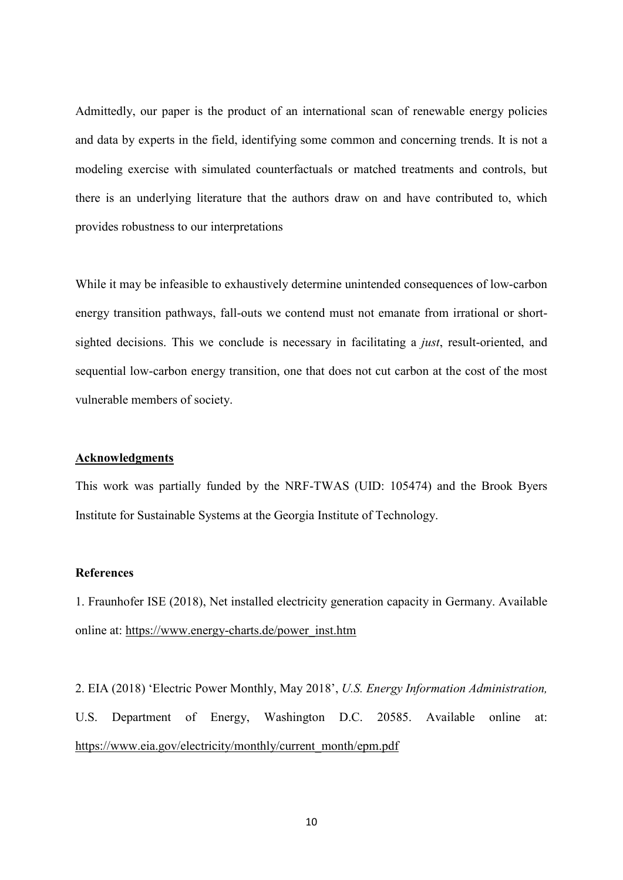Admittedly, our paper is the product of an international scan of renewable energy policies and data by experts in the field, identifying some common and concerning trends. It is not a modeling exercise with simulated counterfactuals or matched treatments and controls, but there is an underlying literature that the authors draw on and have contributed to, which provides robustness to our interpretations

While it may be infeasible to exhaustively determine unintended consequences of low-carbon energy transition pathways, fall-outs we contend must not emanate from irrational or short-sighted decisions. This we conclude is necessary in facilitating a *just*, result-oriented, and sequential low-carbon energy transition, one that does not cut carbon at the cost of the most vulnerable members of society.

## Acknowledgments

This work was partially funded by the NRF-TWAS (UID: 105474) and the Brook Byers Institute for Sustainable Systems at the Georgia Institute of Technology.

## References

1. Fraunhofer ISE (2018), Net installed electricity generation capacity in Germany. Available online at: https://www.energy-charts.de/power_inst.htm

2. EIA (2018) 'Electric Power Monthly, May 2018', *U.S. Energy Information Administration,* U.S. Department of Energy, Washington D.C. 20585. Available online at: https://www.eia.gov/electricity/monthly/current_month/epm.pdf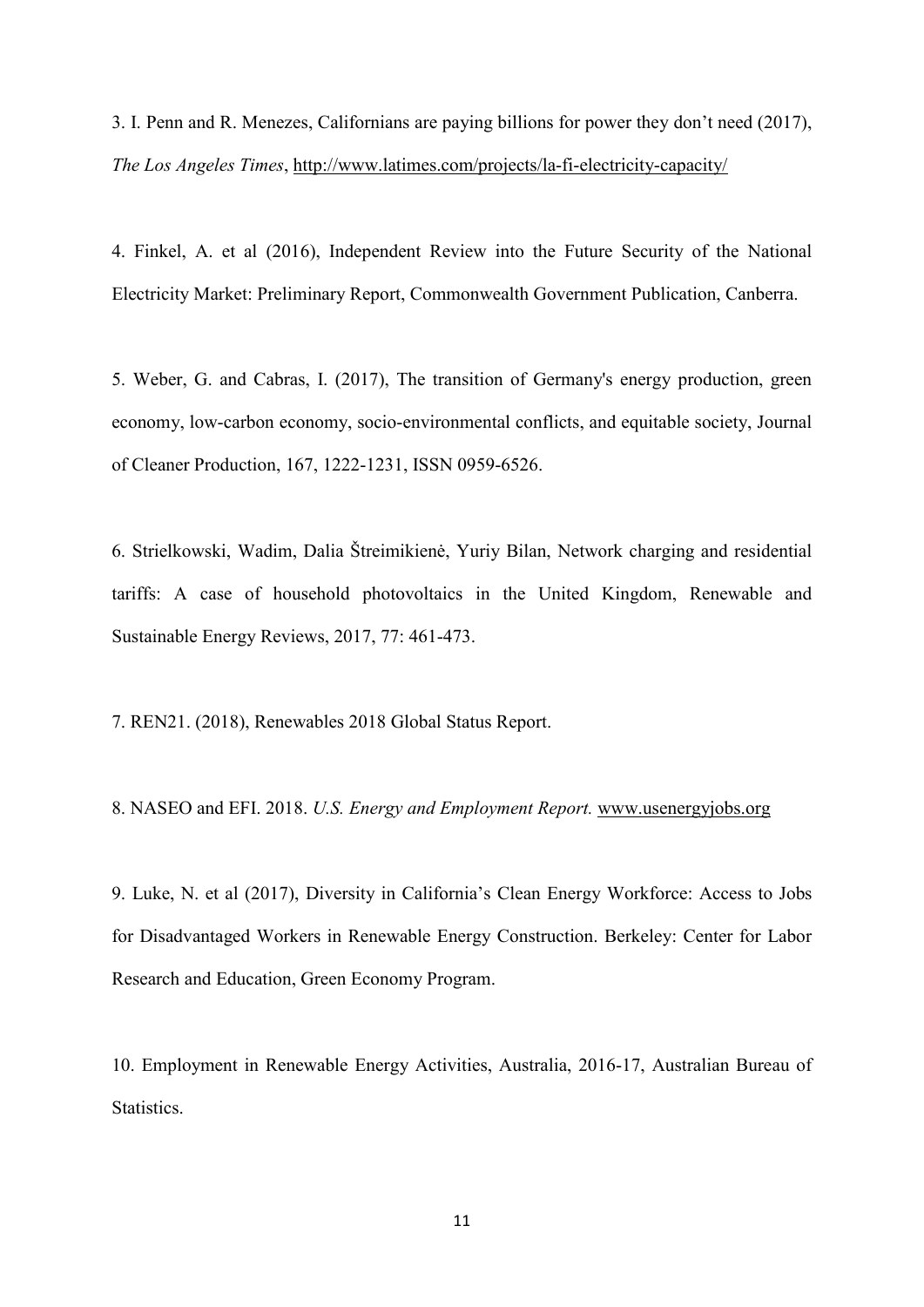3. I. Penn and R. Menezes, Californians are paying billions for power they don't need (2017), *The Los Angeles Times*, http://www.latimes.com/projects/la-fi-electricity-capacity/

4. Finkel, A. et al (2016), Independent Review into the Future Security of the National Electricity Market: Preliminary Report, Commonwealth Government Publication, Canberra.

5. Weber, G. and Cabras, I. (2017), The transition of Germany's energy production, green economy, low-carbon economy, socio-environmental conflicts, and equitable society, Journal of Cleaner Production, 167, 1222-1231, ISSN 0959-6526.

6. Strielkowski, Wadim, Dalia Štreimikienė, Yuriy Bilan, Network charging and residential tariffs: A case of household photovoltaics in the United Kingdom, Renewable and Sustainable Energy Reviews, 2017, 77: 461-473.

7. REN21. (2018), Renewables 2018 Global Status Report.

8. NASEO and EFI. 2018. *U.S. Energy and Employment Report.* www.usenergyjobs.org

9. Luke, N. et al (2017), Diversity in California's Clean Energy Workforce: Access to Jobs for Disadvantaged Workers in Renewable Energy Construction. Berkeley: Center for Labor Research and Education, Green Economy Program.

10. Employment in Renewable Energy Activities, Australia, 2016-17, Australian Bureau of Statistics.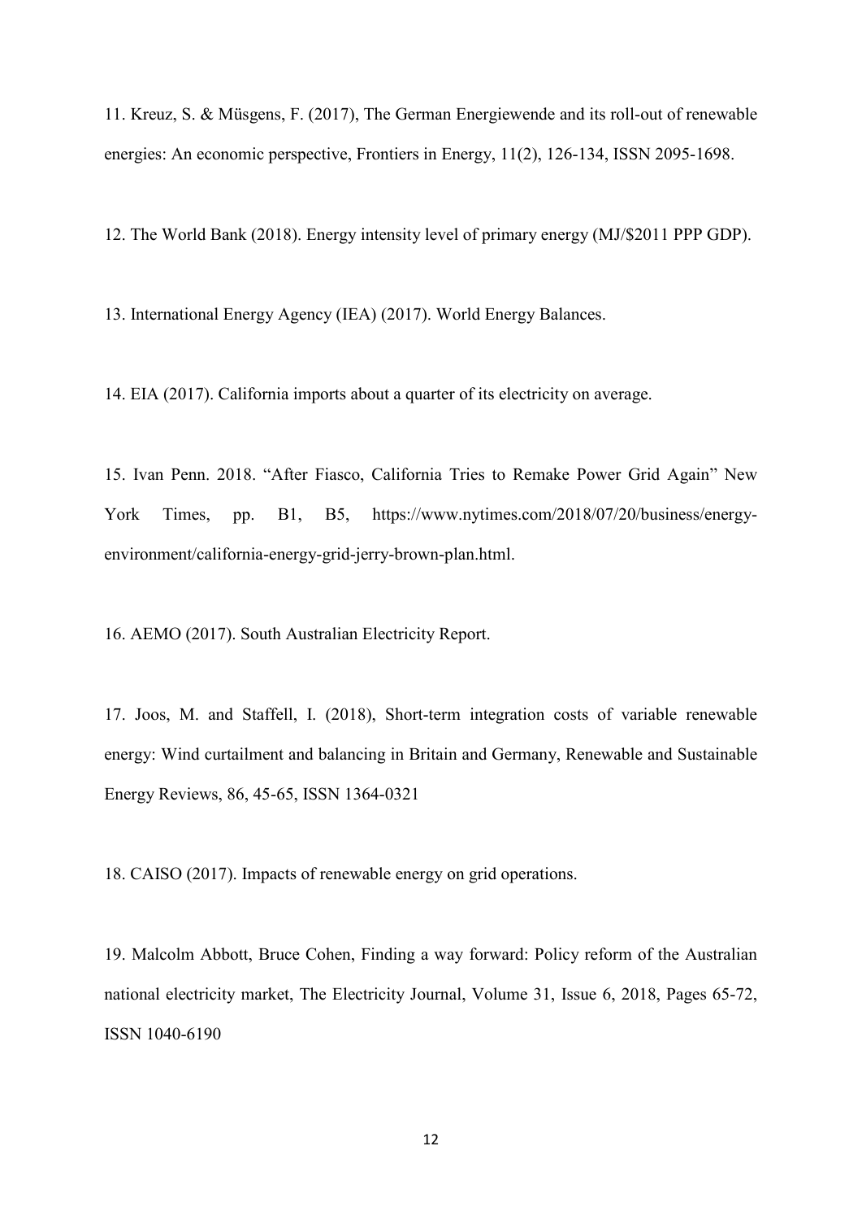11. Kreuz, S. & Müsgens, F. (2017), The German Energiewende and its roll-out of renewable energies: An economic perspective, Frontiers in Energy, 11(2), 126-134, ISSN 2095-1698.

12. The World Bank (2018). Energy intensity level of primary energy (MJ/$2011 PPP GDP).

13. International Energy Agency (IEA) (2017). World Energy Balances.

14. EIA (2017). California imports about a quarter of its electricity on average.

15. Ivan Penn. 2018. "After Fiasco, California Tries to Remake Power Grid Again" New York Times, pp. B1, B5, https://www.nytimes.com/2018/07/20/business/energy-environment/california-energy-grid-jerry-brown-plan.html.

16. AEMO (2017). South Australian Electricity Report.

17. Joos, M. and Staffell, I. (2018), Short-term integration costs of variable renewable energy: Wind curtailment and balancing in Britain and Germany, Renewable and Sustainable Energy Reviews, 86, 45-65, ISSN 1364-0321

18. CAISO (2017). Impacts of renewable energy on grid operations.

19. Malcolm Abbott, Bruce Cohen, Finding a way forward: Policy reform of the Australian national electricity market, The Electricity Journal, Volume 31, Issue 6, 2018, Pages 65-72, ISSN 1040-6190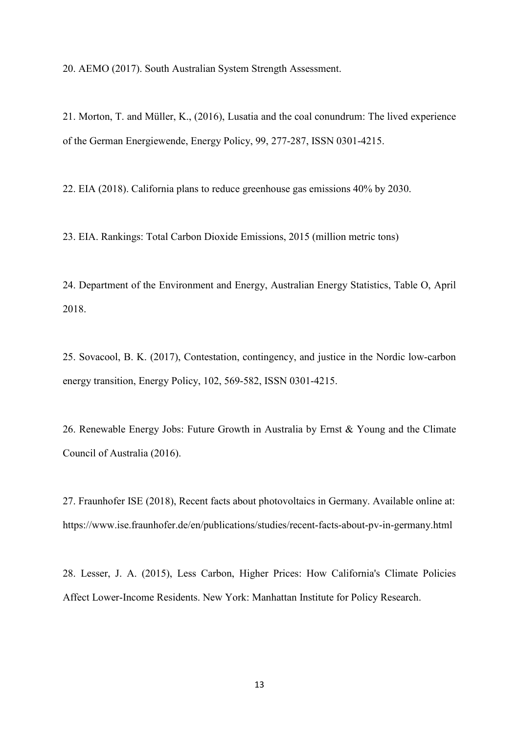20. AEMO (2017). South Australian System Strength Assessment.

21. Morton, T. and Müller, K., (2016), Lusatia and the coal conundrum: The lived experience of the German Energiewende, Energy Policy, 99, 277-287, ISSN 0301-4215.

22. EIA (2018). California plans to reduce greenhouse gas emissions 40% by 2030.

23. EIA. Rankings: Total Carbon Dioxide Emissions, 2015 (million metric tons)

24. Department of the Environment and Energy, Australian Energy Statistics, Table O, April 2018.

25. Sovacool, B. K. (2017), Contestation, contingency, and justice in the Nordic low-carbon energy transition, Energy Policy, 102, 569-582, ISSN 0301-4215.

26. Renewable Energy Jobs: Future Growth in Australia by Ernst & Young and the Climate Council of Australia (2016).

27. Fraunhofer ISE (2018), Recent facts about photovoltaics in Germany. Available online at: https://www.ise.fraunhofer.de/en/publications/studies/recent-facts-about-pv-in-germany.html

28. Lesser, J. A. (2015), Less Carbon, Higher Prices: How California's Climate Policies Affect Lower-Income Residents. New York: Manhattan Institute for Policy Research.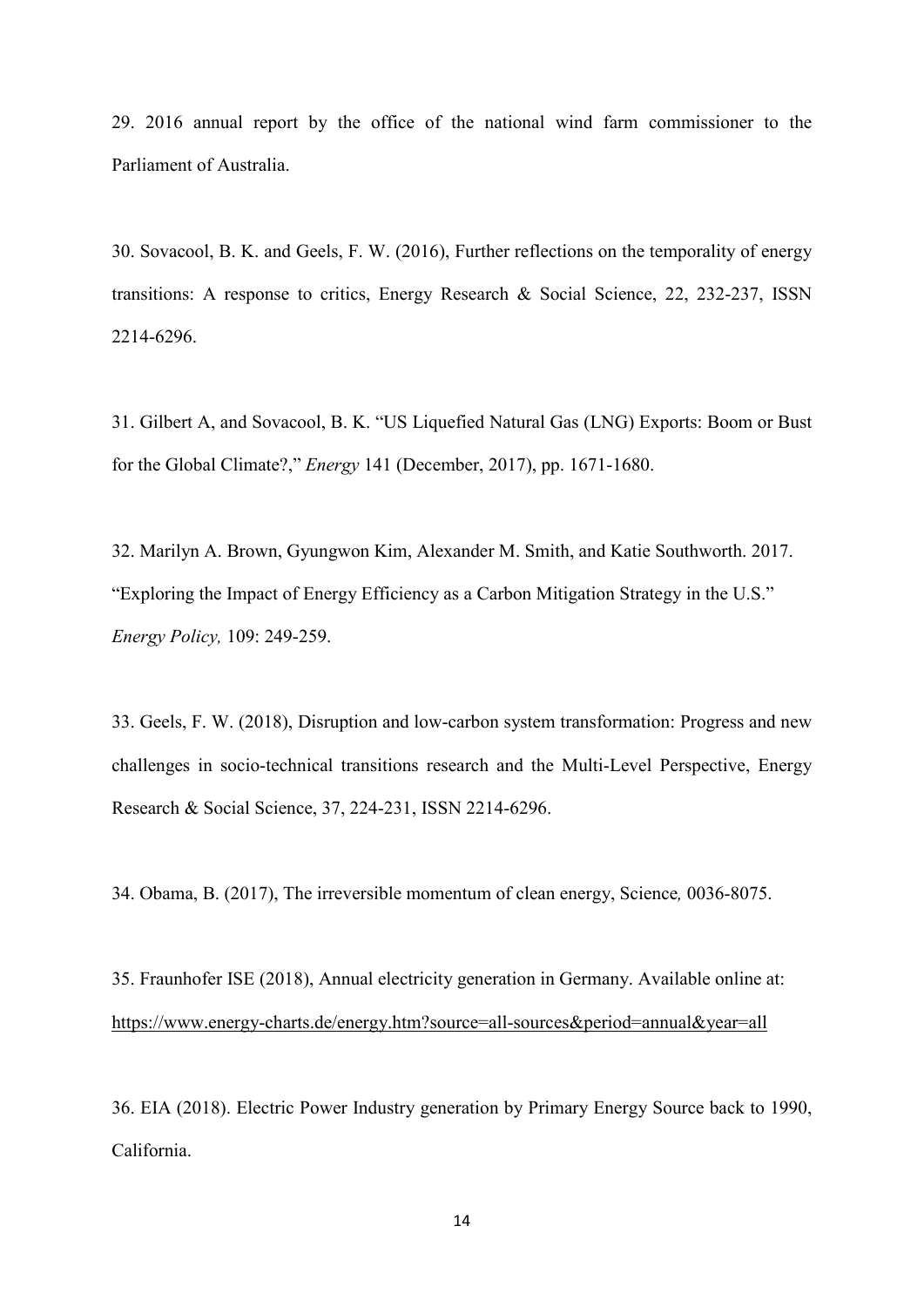29. 2016 annual report by the office of the national wind farm commissioner to the Parliament of Australia.

30. Sovacool, B. K. and Geels, F. W. (2016), Further reflections on the temporality of energy transitions: A response to critics, Energy Research & Social Science, 22, 232-237, ISSN 2214-6296.

31. Gilbert A, and Sovacool, B. K. "US Liquefied Natural Gas (LNG) Exports: Boom or Bust for the Global Climate?," *Energy* 141 (December, 2017), pp. 1671-1680.

32. Marilyn A. Brown, Gyungwon Kim, Alexander M. Smith, and Katie Southworth. 2017. "Exploring the Impact of Energy Efficiency as a Carbon Mitigation Strategy in the U.S." *Energy Policy,* 109: 249-259.

33. Geels, F. W. (2018), Disruption and low-carbon system transformation: Progress and new challenges in socio-technical transitions research and the Multi-Level Perspective, Energy Research & Social Science, 37, 224-231, ISSN 2214-6296.

34. Obama, B. (2017), The irreversible momentum of clean energy, Science*,* 0036-8075.

35. Fraunhofer ISE (2018), Annual electricity generation in Germany. Available online at: https://www.energy-charts.de/energy.htm?source=all-sources&period=annual&year=all

36. EIA (2018). Electric Power Industry generation by Primary Energy Source back to 1990, California.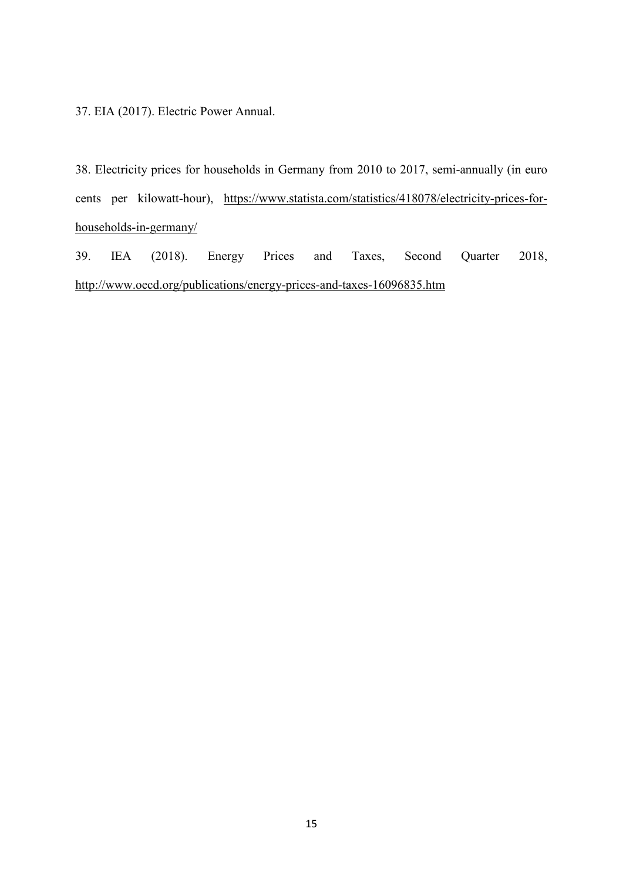37. EIA (2017). Electric Power Annual.

38. Electricity prices for households in Germany from 2010 to 2017, semi-annually (in euro cents per kilowatt-hour), https://www.statista.com/statistics/418078/electricity-prices-for-households-in-germany/

39. IEA (2018). Energy Prices and Taxes, Second Quarter 2018, http://www.oecd.org/publications/energy-prices-and-taxes-16096835.htm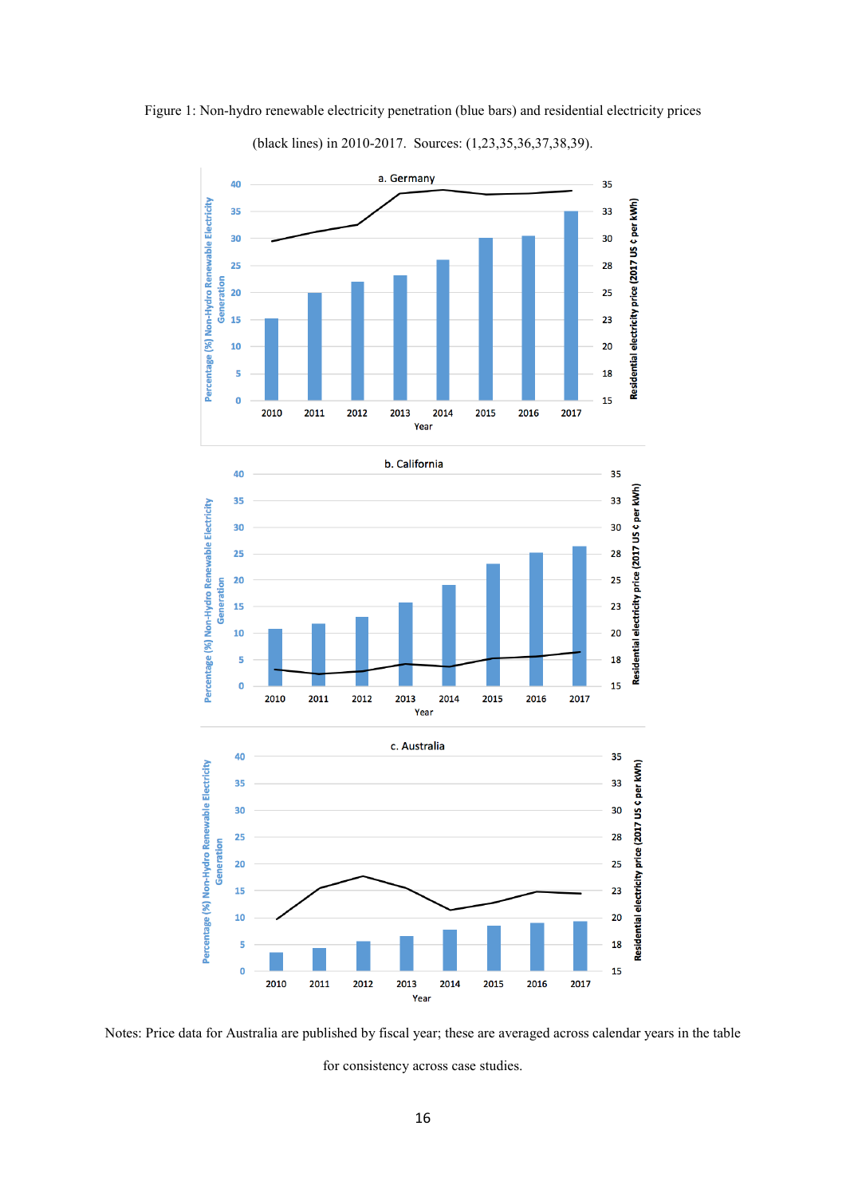Figure 1: Non-hydro renewable electricity penetration (blue bars) and residential electricity prices (black lines) in 2010-2017. Sources: (1,23,35,36,37,38,39).

Notes: Price data for Australia are published by fiscal year; these are averaged across calendar years in the table for consistency across case studies.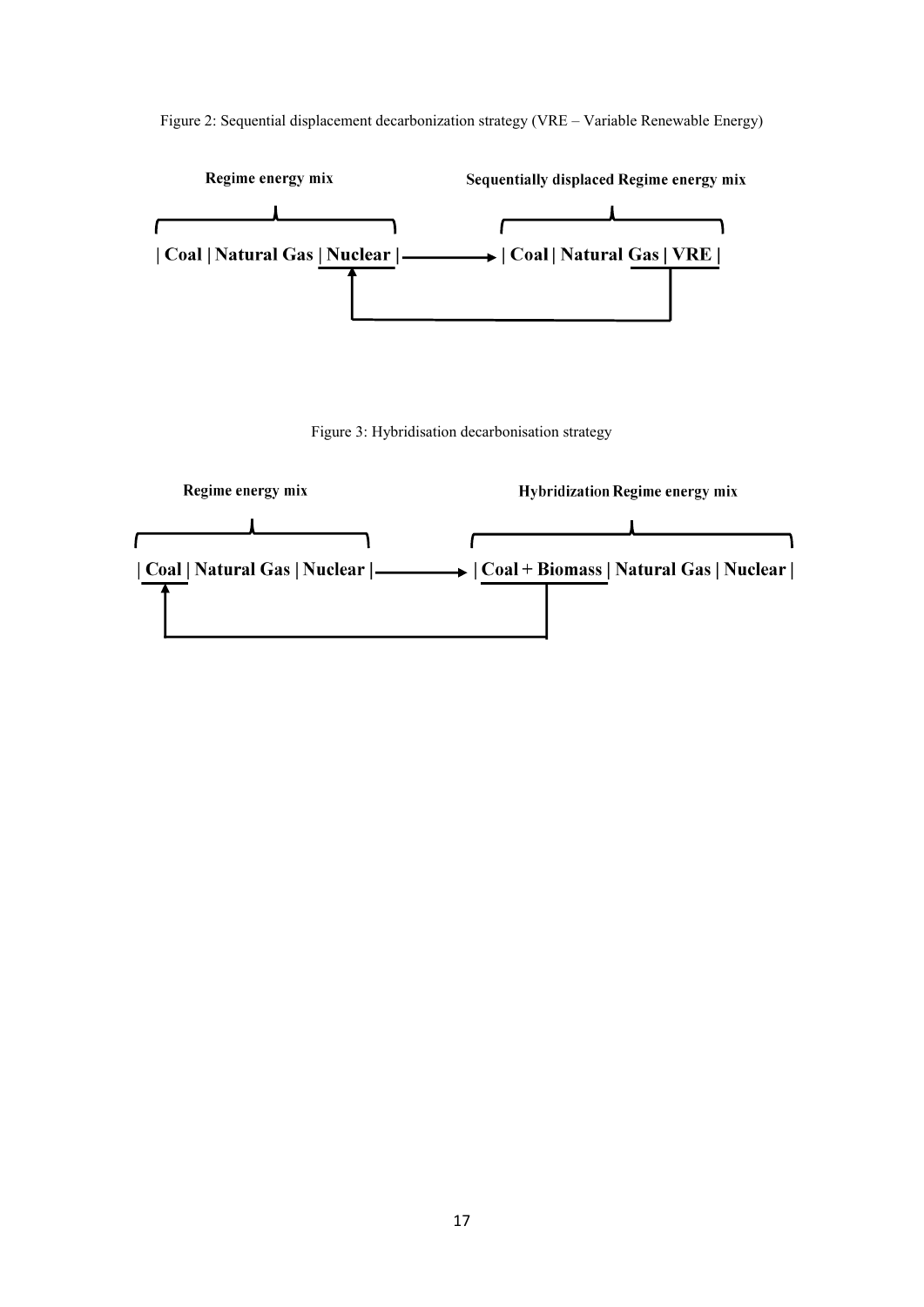Figure 2: Sequential displacement decarbonization strategy (VRE – Variable Renewable Energy)

Regime energy mix

Sequentially displaced Regime energy mix

| Coal | Natural Gas | Nuclear |

| Coal | Natural Gas | VRE |

Figure 3: Hybridisation decarbonisation strategy

Regime energy mix

Hybridization Regime energy mix

| Coal | Natural Gas | Nuclear |

| Coal + Biomass | Natural Gas | Nuclear |